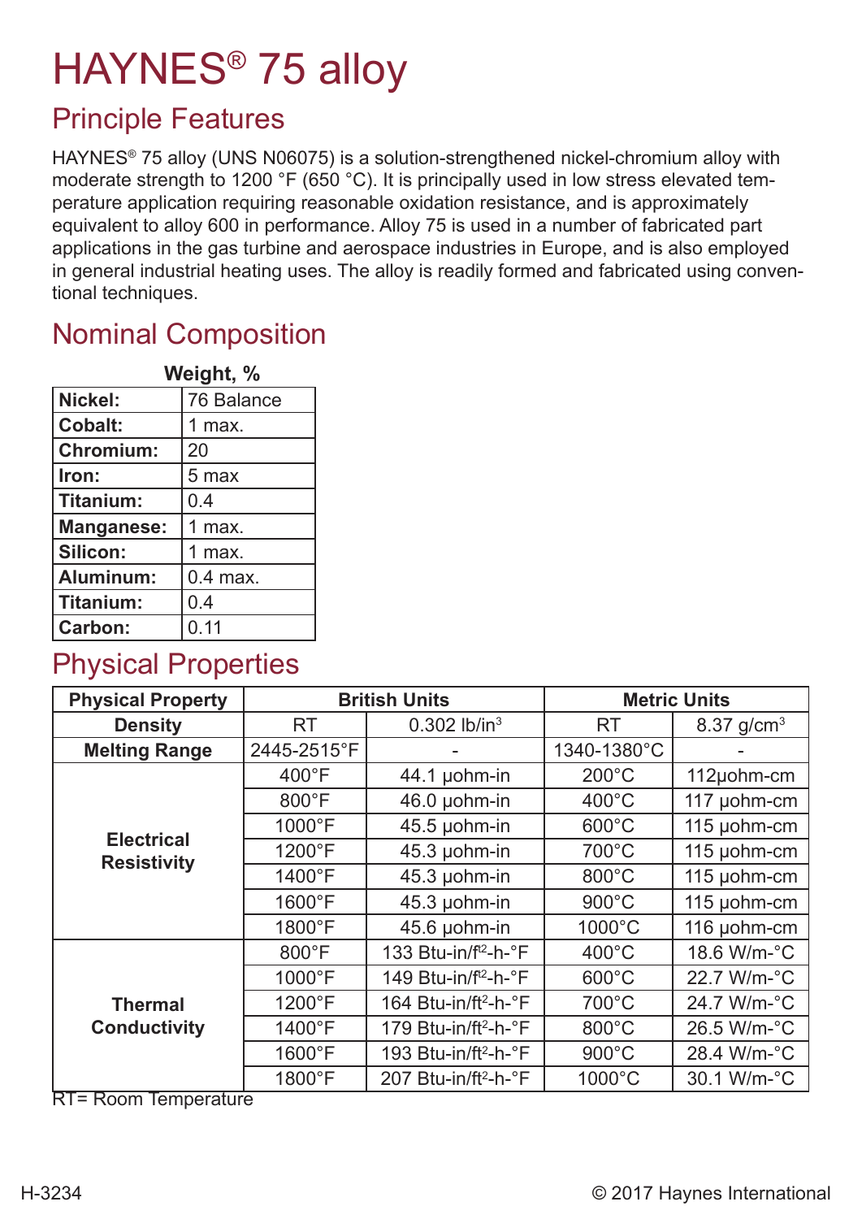# HAYNES® 75 alloy

## Principle Features

HAYNES® 75 alloy (UNS N06075) is a solution-strengthened nickel-chromium alloy with moderate strength to 1200 °F (650 °C). It is principally used in low stress elevated temperature application requiring reasonable oxidation resistance, and is approximately equivalent to alloy 600 in performance. Alloy 75 is used in a number of fabricated part applications in the gas turbine and aerospace industries in Europe, and is also employed in general industrial heating uses. The alloy is readily formed and fabricated using conventional techniques.

## Nominal Composition

| | Weight, % |
|---|---|
| **Nickel:** | 76 Balance |
| **Cobalt:** | 1 max. |
| **Chromium:** | 20 |
| **Iron:** | 5 max |
| **Titanium:** | 0.4 |
| **Manganese:** | 1 max. |
| **Silicon:** | 1 max. |
| **Aluminum:** | 0.4 max. |
| **Titanium:** | 0.4 |
| **Carbon:** | 0.11 |

## Physical Properties

| Physical Property | British Units | | Metric Units | |
|---|---|---|---|---|
| Density | RT | 0.302 lb/in$^3$ | RT | 8.37 g/cm$^3$ |
| Melting Range | 2445-2515°F | - | 1340-1380°C | - |
| Electrical Resistivity | 400°F | 44.1 µohm-in | 200°C | 112µohm-cm |
| | 800°F | 46.0 µohm-in | 400°C | 117 µohm-cm |
| | 1000°F | 45.5 µohm-in | 600°C | 115 µohm-cm |
| | 1200°F | 45.3 µohm-in | 700°C | 115 µohm-cm |
| | 1400°F | 45.3 µohm-in | 800°C | 115 µohm-cm |
| | 1600°F | 45.3 µohm-in | 900°C | 115 µohm-cm |
| | 1800°F | 45.6 µohm-in | 1000°C | 116 µohm-cm |
| Thermal Conductivity | 800°F | 133 Btu-in/ft$^2$-h-°F | 400°C | 18.6 W/m-°C |
| | 1000°F | 149 Btu-in/ft$^2$-h-°F | 600°C | 22.7 W/m-°C |
| | 1200°F | 164 Btu-in/ft$^2$-h-°F | 700°C | 24.7 W/m-°C |
| | 1400°F | 179 Btu-in/ft$^2$-h-°F | 800°C | 26.5 W/m-°C |
| | 1600°F | 193 Btu-in/ft$^2$-h-°F | 900°C | 28.4 W/m-°C |
| | 1800°F | 207 Btu-in/ft$^2$-h-°F | 1000°C | 30.1 W/m-°C |

RT= Room Temperature

H-3234

© 2017 Haynes International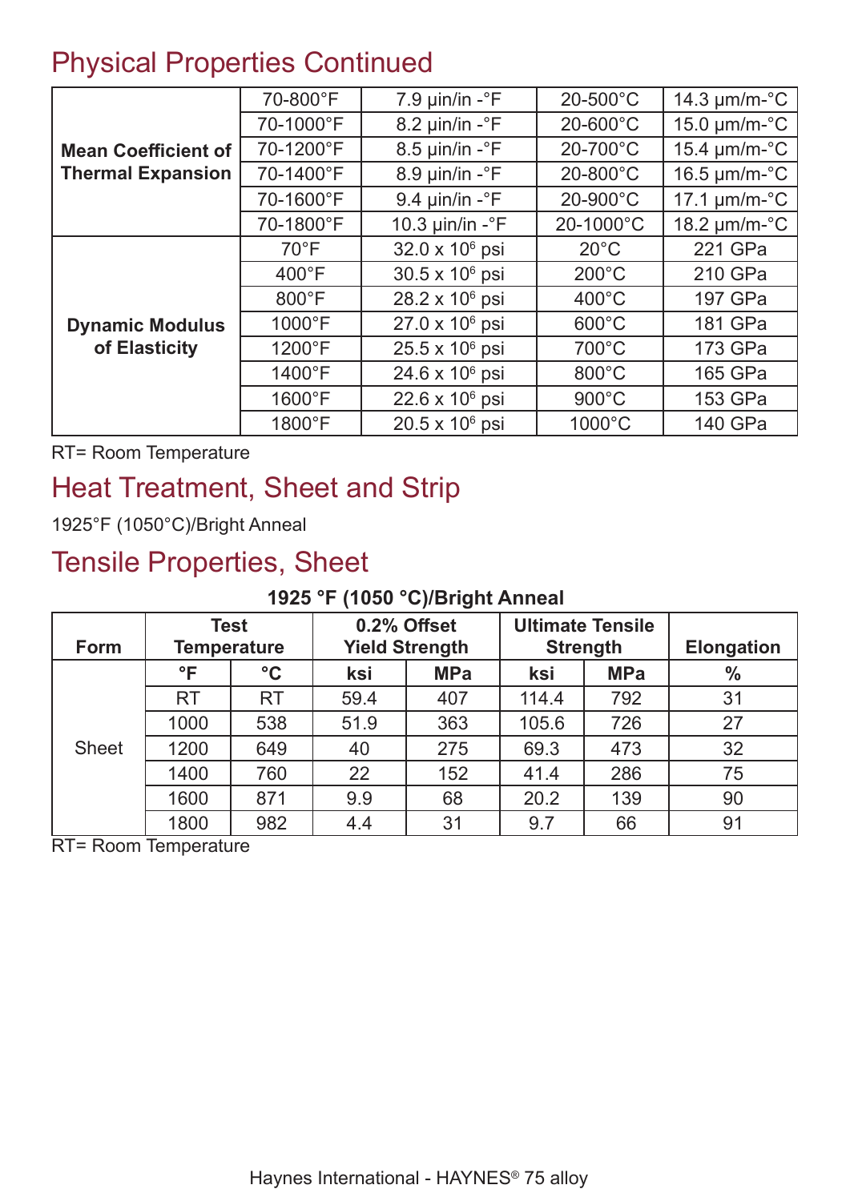## Physical Properties Continued

| | | | | |
|---|---|---|---|---|
| **Mean Coefficient of Thermal Expansion** | 70-800°F | 7.9 µin/in -°F | 20-500°C | 14.3 µm/m-°C |
| | 70-1000°F | 8.2 µin/in -°F | 20-600°C | 15.0 µm/m-°C |
| | 70-1200°F | 8.5 µin/in -°F | 20-700°C | 15.4 µm/m-°C |
| | 70-1400°F | 8.9 µin/in -°F | 20-800°C | 16.5 µm/m-°C |
| | 70-1600°F | 9.4 µin/in -°F | 20-900°C | 17.1 µm/m-°C |
| | 70-1800°F | 10.3 µin/in -°F | 20-1000°C | 18.2 µm/m-°C |
| **Dynamic Modulus of Elasticity** | 70°F | 32.0 x $10^6$ psi | 20°C | 221 GPa |
| | 400°F | 30.5 x $10^6$ psi | 200°C | 210 GPa |
| | 800°F | 28.2 x $10^6$ psi | 400°C | 197 GPa |
| | 1000°F | 27.0 x $10^6$ psi | 600°C | 181 GPa |
| | 1200°F | 25.5 x $10^6$ psi | 700°C | 173 GPa |
| | 1400°F | 24.6 x $10^6$ psi | 800°C | 165 GPa |
| | 1600°F | 22.6 x $10^6$ psi | 900°C | 153 GPa |
| | 1800°F | 20.5 x $10^6$ psi | 1000°C | 140 GPa |

RT= Room Temperature

## Heat Treatment, Sheet and Strip

1925°F (1050°C)/Bright Anneal

## Tensile Properties, Sheet

**1925 °F (1050 °C)/Bright Anneal**

| Form | Test Temperature | | 0.2% Offset Yield Strength | | Ultimate Tensile Strength | | Elongation |
|---|---|---|---|---|---|---|---|
| | °F | °C | ksi | MPa | ksi | MPa | % |
| Sheet | RT | RT | 59.4 | 407 | 114.4 | 792 | 31 |
| | 1000 | 538 | 51.9 | 363 | 105.6 | 726 | 27 |
| | 1200 | 649 | 40 | 275 | 69.3 | 473 | 32 |
| | 1400 | 760 | 22 | 152 | 41.4 | 286 | 75 |
| | 1600 | 871 | 9.9 | 68 | 20.2 | 139 | 90 |
| | 1800 | 982 | 4.4 | 31 | 9.7 | 66 | 91 |

RT= Room Temperature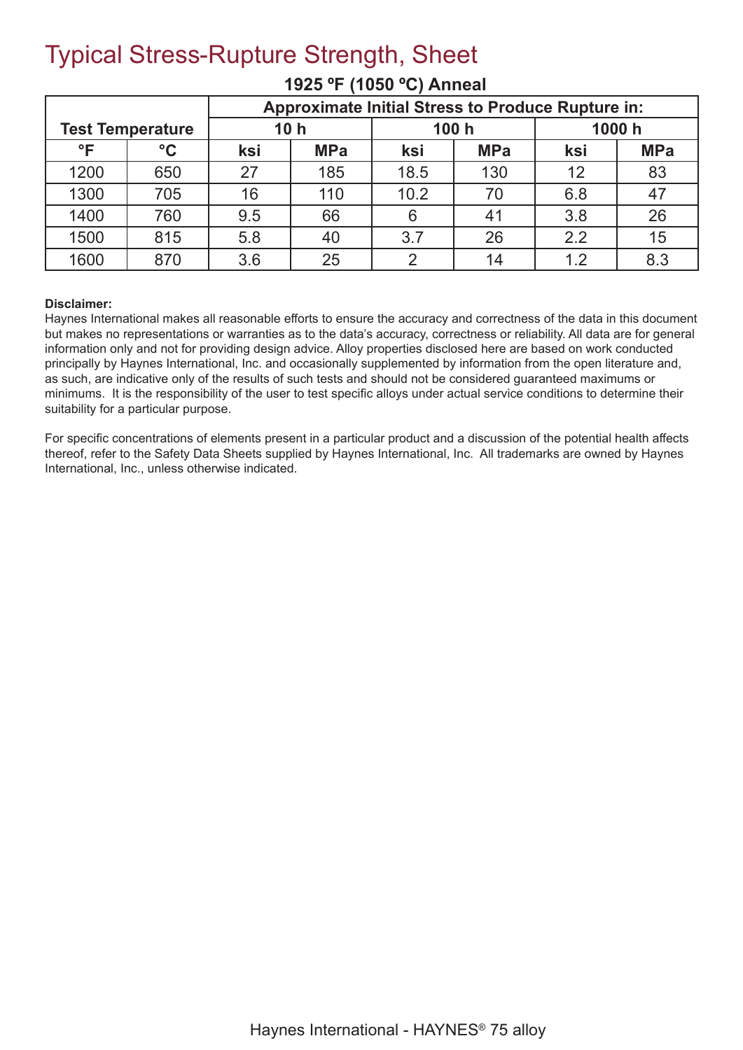# Typical Stress-Rupture Strength, Sheet

**1925 ºF (1050 ºC) Anneal**

| Test Temperature | | Approximate Initial Stress to Produce Rupture in: | | | | | |
|---|---|---|---|---|---|---|---|
| | | 10 h | | 100 h | | 1000 h | |
| °F | °C | ksi | MPa | ksi | MPa | ksi | MPa |
| 1200 | 650 | 27 | 185 | 18.5 | 130 | 12 | 83 |
| 1300 | 705 | 16 | 110 | 10.2 | 70 | 6.8 | 47 |
| 1400 | 760 | 9.5 | 66 | 6 | 41 | 3.8 | 26 |
| 1500 | 815 | 5.8 | 40 | 3.7 | 26 | 2.2 | 15 |
| 1600 | 870 | 3.6 | 25 | 2 | 14 | 1.2 | 8.3 |

**Disclaimer:**
Haynes International makes all reasonable efforts to ensure the accuracy and correctness of the data in this document but makes no representations or warranties as to the data's accuracy, correctness or reliability. All data are for general information only and not for providing design advice. Alloy properties disclosed here are based on work conducted principally by Haynes International, Inc. and occasionally supplemented by information from the open literature and, as such, are indicative only of the results of such tests and should not be considered guaranteed maximums or minimums. It is the responsibility of the user to test specific alloys under actual service conditions to determine their suitability for a particular purpose.

For specific concentrations of elements present in a particular product and a discussion of the potential health affects thereof, refer to the Safety Data Sheets supplied by Haynes International, Inc. All trademarks are owned by Haynes International, Inc., unless otherwise indicated.